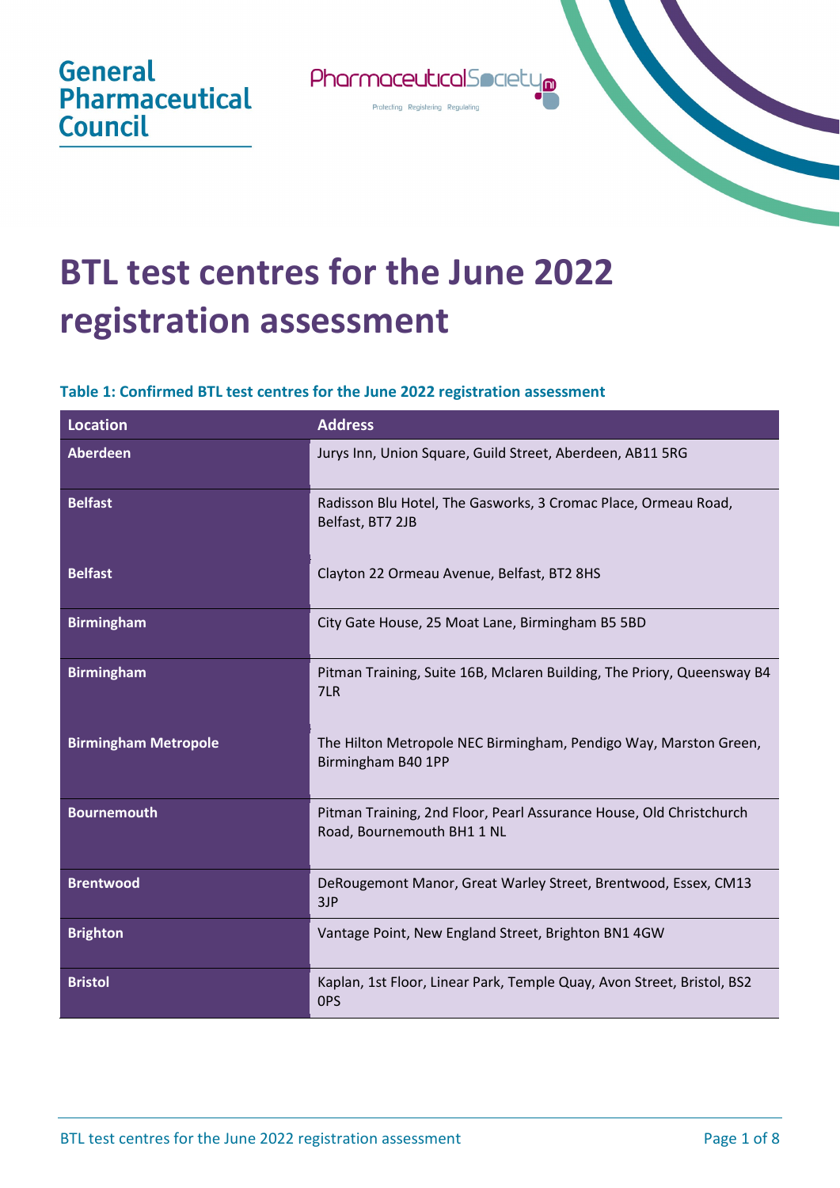General Pharmaceutical Council

PharmaceuticalSociety NI
Protecting Registering Regulating

# BTL test centres for the June 2022 registration assessment

**Table 1: Confirmed BTL test centres for the June 2022 registration assessment**

| Location | Address |
|---|---|
| **Aberdeen** | Jurys Inn, Union Square, Guild Street, Aberdeen, AB11 5RG |
| **Belfast** | Radisson Blu Hotel, The Gasworks, 3 Cromac Place, Ormeau Road, Belfast, BT7 2JB |
| **Belfast** | Clayton 22 Ormeau Avenue, Belfast, BT2 8HS |
| **Birmingham** | City Gate House, 25 Moat Lane, Birmingham B5 5BD |
| **Birmingham** | Pitman Training, Suite 16B, Mclaren Building, The Priory, Queensway B4 7LR |
| **Birmingham Metropole** | The Hilton Metropole NEC Birmingham, Pendigo Way, Marston Green, Birmingham B40 1PP |
| **Bournemouth** | Pitman Training, 2nd Floor, Pearl Assurance House, Old Christchurch Road, Bournemouth BH1 1 NL |
| **Brentwood** | DeRougemont Manor, Great Warley Street, Brentwood, Essex, CM13 3JP |
| **Brighton** | Vantage Point, New England Street, Brighton BN1 4GW |
| **Bristol** | Kaplan, 1st Floor, Linear Park, Temple Quay, Avon Street, Bristol, BS2 0PS |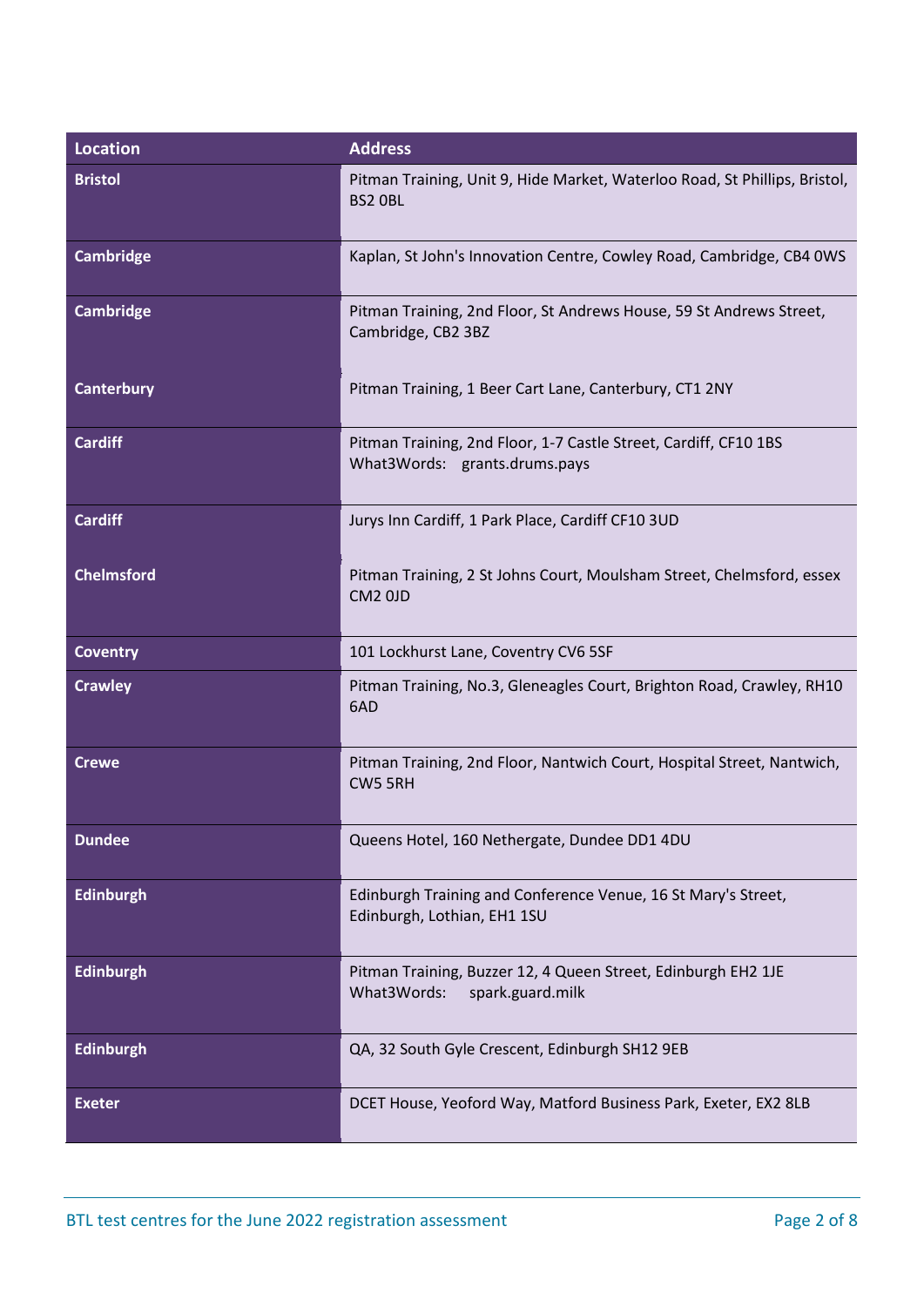| Location | Address |
| --- | --- |
| **Bristol** | Pitman Training, Unit 9, Hide Market, Waterloo Road, St Phillips, Bristol, BS2 0BL |
| **Cambridge** | Kaplan, St John's Innovation Centre, Cowley Road, Cambridge, CB4 0WS |
| **Cambridge** | Pitman Training, 2nd Floor, St Andrews House, 59 St Andrews Street, Cambridge, CB2 3BZ |
| **Canterbury** | Pitman Training, 1 Beer Cart Lane, Canterbury, CT1 2NY |
| **Cardiff** | Pitman Training, 2nd Floor, 1-7 Castle Street, Cardiff, CF10 1BS What3Words: grants.drums.pays |
| **Cardiff** | Jurys Inn Cardiff, 1 Park Place, Cardiff CF10 3UD |
| **Chelmsford** | Pitman Training, 2 St Johns Court, Moulsham Street, Chelmsford, essex CM2 0JD |
| **Coventry** | 101 Lockhurst Lane, Coventry CV6 5SF |
| **Crawley** | Pitman Training, No.3, Gleneagles Court, Brighton Road, Crawley, RH10 6AD |
| **Crewe** | Pitman Training, 2nd Floor, Nantwich Court, Hospital Street, Nantwich, CW5 5RH |
| **Dundee** | Queens Hotel, 160 Nethergate, Dundee DD1 4DU |
| **Edinburgh** | Edinburgh Training and Conference Venue, 16 St Mary's Street, Edinburgh, Lothian, EH1 1SU |
| **Edinburgh** | Pitman Training, Buzzer 12, 4 Queen Street, Edinburgh EH2 1JE What3Words: spark.guard.milk |
| **Edinburgh** | QA, 32 South Gyle Crescent, Edinburgh SH12 9EB |
| **Exeter** | DCET House, Yeoford Way, Matford Business Park, Exeter, EX2 8LB |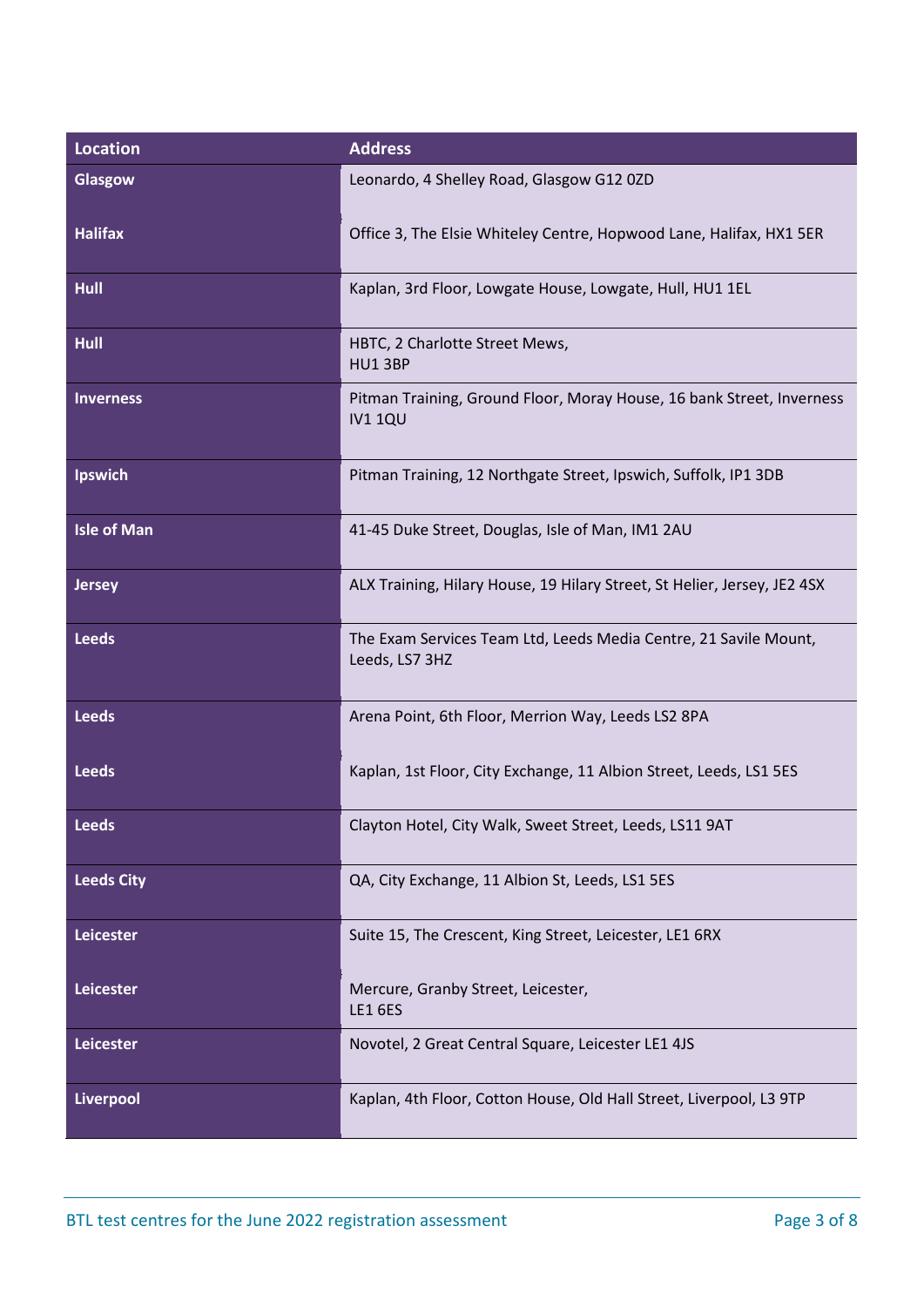| Location | Address |
| --- | --- |
| Glasgow | Leonardo, 4 Shelley Road, Glasgow G12 0ZD |
| Halifax | Office 3, The Elsie Whiteley Centre, Hopwood Lane, Halifax, HX1 5ER |
| Hull | Kaplan, 3rd Floor, Lowgate House, Lowgate, Hull, HU1 1EL |
| Hull | HBTC, 2 Charlotte Street Mews, HU1 3BP |
| Inverness | Pitman Training, Ground Floor, Moray House, 16 bank Street, Inverness IV1 1QU |
| Ipswich | Pitman Training, 12 Northgate Street, Ipswich, Suffolk, IP1 3DB |
| Isle of Man | 41-45 Duke Street, Douglas, Isle of Man, IM1 2AU |
| Jersey | ALX Training, Hilary House, 19 Hilary Street, St Helier, Jersey, JE2 4SX |
| Leeds | The Exam Services Team Ltd, Leeds Media Centre, 21 Savile Mount, Leeds, LS7 3HZ |
| Leeds | Arena Point, 6th Floor, Merrion Way, Leeds LS2 8PA |
| Leeds | Kaplan, 1st Floor, City Exchange, 11 Albion Street, Leeds, LS1 5ES |
| Leeds | Clayton Hotel, City Walk, Sweet Street, Leeds, LS11 9AT |
| Leeds City | QA, City Exchange, 11 Albion St, Leeds, LS1 5ES |
| Leicester | Suite 15, The Crescent, King Street, Leicester, LE1 6RX |
| Leicester | Mercure, Granby Street, Leicester, LE1 6ES |
| Leicester | Novotel, 2 Great Central Square, Leicester LE1 4JS |
| Liverpool | Kaplan, 4th Floor, Cotton House, Old Hall Street, Liverpool, L3 9TP |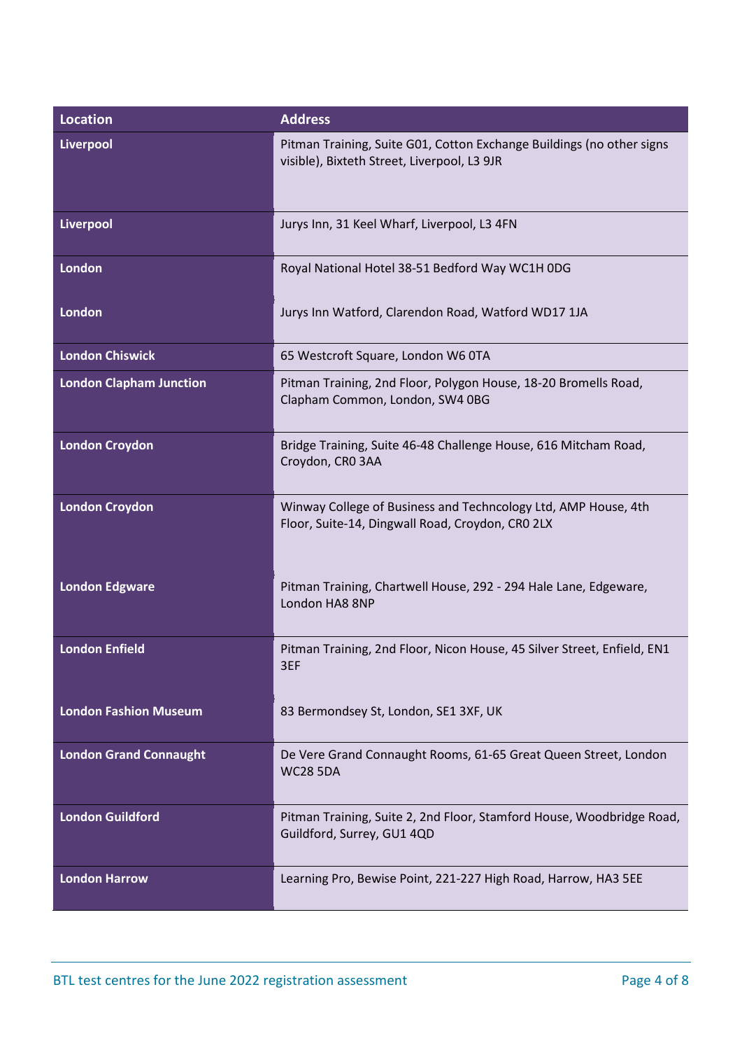| Location | Address |
| --- | --- |
| **Liverpool** | Pitman Training, Suite G01, Cotton Exchange Buildings (no other signs visible), Bixteth Street, Liverpool, L3 9JR |
| **Liverpool** | Jurys Inn, 31 Keel Wharf, Liverpool, L3 4FN |
| **London** | Royal National Hotel 38-51 Bedford Way WC1H 0DG |
| **London** | Jurys Inn Watford, Clarendon Road, Watford WD17 1JA |
| **London Chiswick** | 65 Westcroft Square, London W6 0TA |
| **London Clapham Junction** | Pitman Training, 2nd Floor, Polygon House, 18-20 Bromells Road, Clapham Common, London, SW4 0BG |
| **London Croydon** | Bridge Training, Suite 46-48 Challenge House, 616 Mitcham Road, Croydon, CR0 3AA |
| **London Croydon** | Winway College of Business and Techncology Ltd, AMP House, 4th Floor, Suite-14, Dingwall Road, Croydon, CR0 2LX |
| **London Edgware** | Pitman Training, Chartwell House, 292 - 294 Hale Lane, Edgeware, London HA8 8NP |
| **London Enfield** | Pitman Training, 2nd Floor, Nicon House, 45 Silver Street, Enfield, EN1 3EF |
| **London Fashion Museum** | 83 Bermondsey St, London, SE1 3XF, UK |
| **London Grand Connaught** | De Vere Grand Connaught Rooms, 61-65 Great Queen Street, London WC28 5DA |
| **London Guildford** | Pitman Training, Suite 2, 2nd Floor, Stamford House, Woodbridge Road, Guildford, Surrey, GU1 4QD |
| **London Harrow** | Learning Pro, Bewise Point, 221-227 High Road, Harrow, HA3 5EE |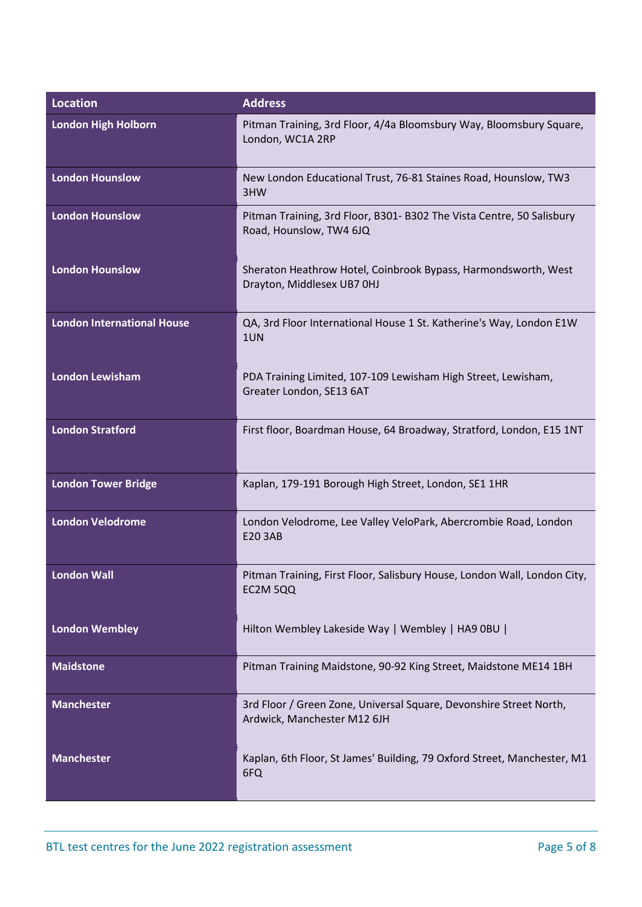| Location | Address |
|---|---|
| **London High Holborn** | Pitman Training, 3rd Floor, 4/4a Bloomsbury Way, Bloomsbury Square, London, WC1A 2RP |
| **London Hounslow** | New London Educational Trust, 76-81 Staines Road, Hounslow, TW3 3HW |
| **London Hounslow** | Pitman Training, 3rd Floor, B301- B302 The Vista Centre, 50 Salisbury Road, Hounslow, TW4 6JQ |
| **London Hounslow** | Sheraton Heathrow Hotel, Coinbrook Bypass, Harmondsworth, West Drayton, Middlesex UB7 0HJ |
| **London International House** | QA, 3rd Floor International House 1 St. Katherine's Way, London E1W 1UN |
| **London Lewisham** | PDA Training Limited, 107-109 Lewisham High Street, Lewisham, Greater London, SE13 6AT |
| **London Stratford** | First floor, Boardman House, 64 Broadway, Stratford, London, E15 1NT |
| **London Tower Bridge** | Kaplan, 179-191 Borough High Street, London, SE1 1HR |
| **London Velodrome** | London Velodrome, Lee Valley VeloPark, Abercrombie Road, London E20 3AB |
| **London Wall** | Pitman Training, First Floor, Salisbury House, London Wall, London City, EC2M 5QQ |
| **London Wembley** | Hilton Wembley Lakeside Way \| Wembley \| HA9 0BU \| |
| **Maidstone** | Pitman Training Maidstone, 90-92 King Street, Maidstone ME14 1BH |
| **Manchester** | 3rd Floor / Green Zone, Universal Square, Devonshire Street North, Ardwick, Manchester M12 6JH |
| **Manchester** | Kaplan, 6th Floor, St James' Building, 79 Oxford Street, Manchester, M1 6FQ |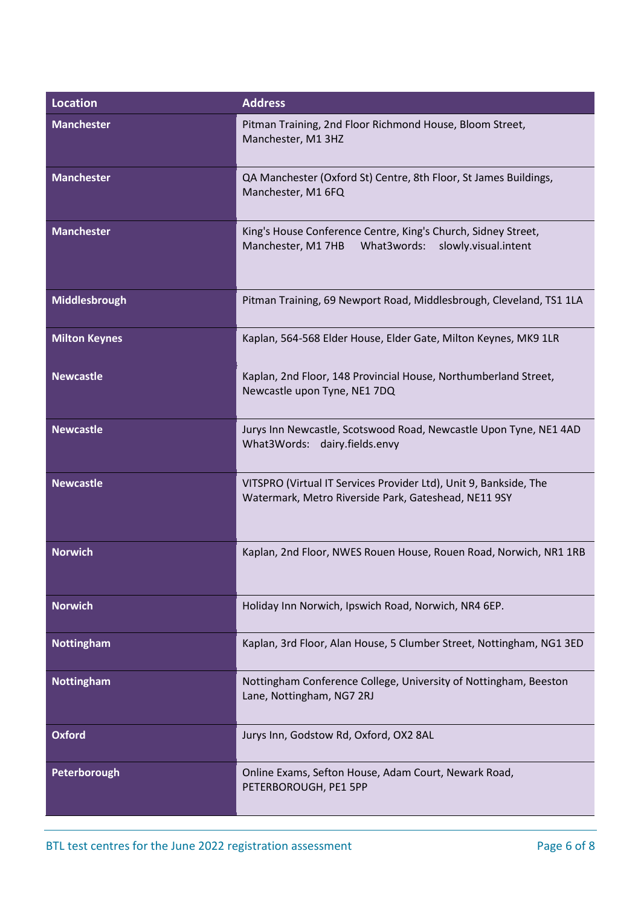| Location | Address |
|---|---|
| **Manchester** | Pitman Training, 2nd Floor Richmond House, Bloom Street, Manchester, M1 3HZ |
| **Manchester** | QA Manchester (Oxford St) Centre, 8th Floor, St James Buildings, Manchester, M1 6FQ |
| **Manchester** | King's House Conference Centre, King's Church, Sidney Street, Manchester, M1 7HB What3words: slowly.visual.intent |
| **Middlesbrough** | Pitman Training, 69 Newport Road, Middlesbrough, Cleveland, TS1 1LA |
| **Milton Keynes** | Kaplan, 564-568 Elder House, Elder Gate, Milton Keynes, MK9 1LR |
| **Newcastle** | Kaplan, 2nd Floor, 148 Provincial House, Northumberland Street, Newcastle upon Tyne, NE1 7DQ |
| **Newcastle** | Jurys Inn Newcastle, Scotswood Road, Newcastle Upon Tyne, NE1 4AD What3Words: dairy.fields.envy |
| **Newcastle** | VITSPRO (Virtual IT Services Provider Ltd), Unit 9, Bankside, The Watermark, Metro Riverside Park, Gateshead, NE11 9SY |
| **Norwich** | Kaplan, 2nd Floor, NWES Rouen House, Rouen Road, Norwich, NR1 1RB |
| **Norwich** | Holiday Inn Norwich, Ipswich Road, Norwich, NR4 6EP. |
| **Nottingham** | Kaplan, 3rd Floor, Alan House, 5 Clumber Street, Nottingham, NG1 3ED |
| **Nottingham** | Nottingham Conference College, University of Nottingham, Beeston Lane, Nottingham, NG7 2RJ |
| **Oxford** | Jurys Inn, Godstow Rd, Oxford, OX2 8AL |
| **Peterborough** | Online Exams, Sefton House, Adam Court, Newark Road, PETERBOROUGH, PE1 5PP |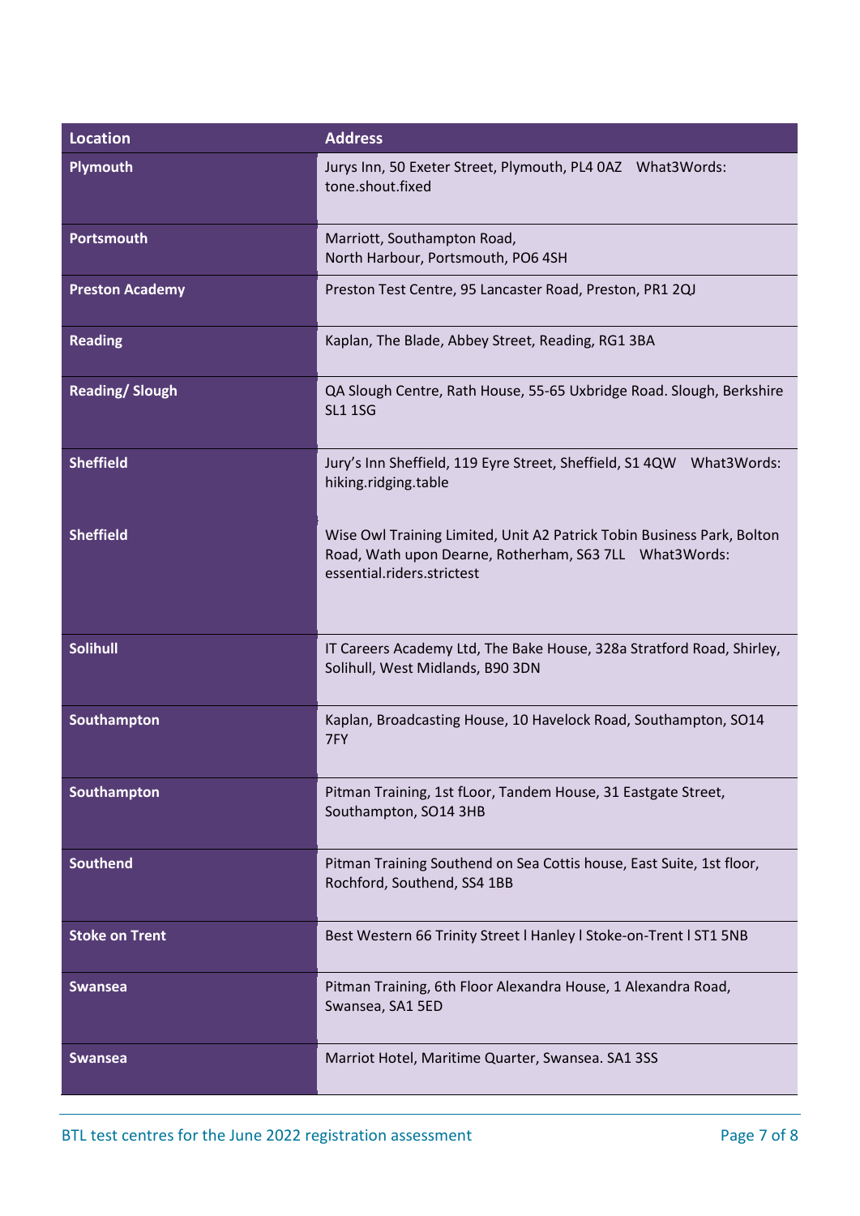| Location | Address |
|---|---|
| **Plymouth** | Jurys Inn, 50 Exeter Street, Plymouth, PL4 0AZ What3Words: tone.shout.fixed |
| **Portsmouth** | Marriott, Southampton Road,<br>North Harbour, Portsmouth, PO6 4SH |
| **Preston Academy** | Preston Test Centre, 95 Lancaster Road, Preston, PR1 2QJ |
| **Reading** | Kaplan, The Blade, Abbey Street, Reading, RG1 3BA |
| **Reading/ Slough** | QA Slough Centre, Rath House, 55-65 Uxbridge Road. Slough, Berkshire SL1 1SG |
| **Sheffield** | Jury's Inn Sheffield, 119 Eyre Street, Sheffield, S1 4QW What3Words: hiking.ridging.table |
| **Sheffield** | Wise Owl Training Limited, Unit A2 Patrick Tobin Business Park, Bolton Road, Wath upon Dearne, Rotherham, S63 7LL What3Words: essential.riders.strictest |
| **Solihull** | IT Careers Academy Ltd, The Bake House, 328a Stratford Road, Shirley, Solihull, West Midlands, B90 3DN |
| **Southampton** | Kaplan, Broadcasting House, 10 Havelock Road, Southampton, SO14 7FY |
| **Southampton** | Pitman Training, 1st fLoor, Tandem House, 31 Eastgate Street, Southampton, SO14 3HB |
| **Southend** | Pitman Training Southend on Sea Cottis house, East Suite, 1st floor, Rochford, Southend, SS4 1BB |
| **Stoke on Trent** | Best Western 66 Trinity Street l Hanley l Stoke-on-Trent l ST1 5NB |
| **Swansea** | Pitman Training, 6th Floor Alexandra House, 1 Alexandra Road, Swansea, SA1 5ED |
| **Swansea** | Marriot Hotel, Maritime Quarter, Swansea. SA1 3SS |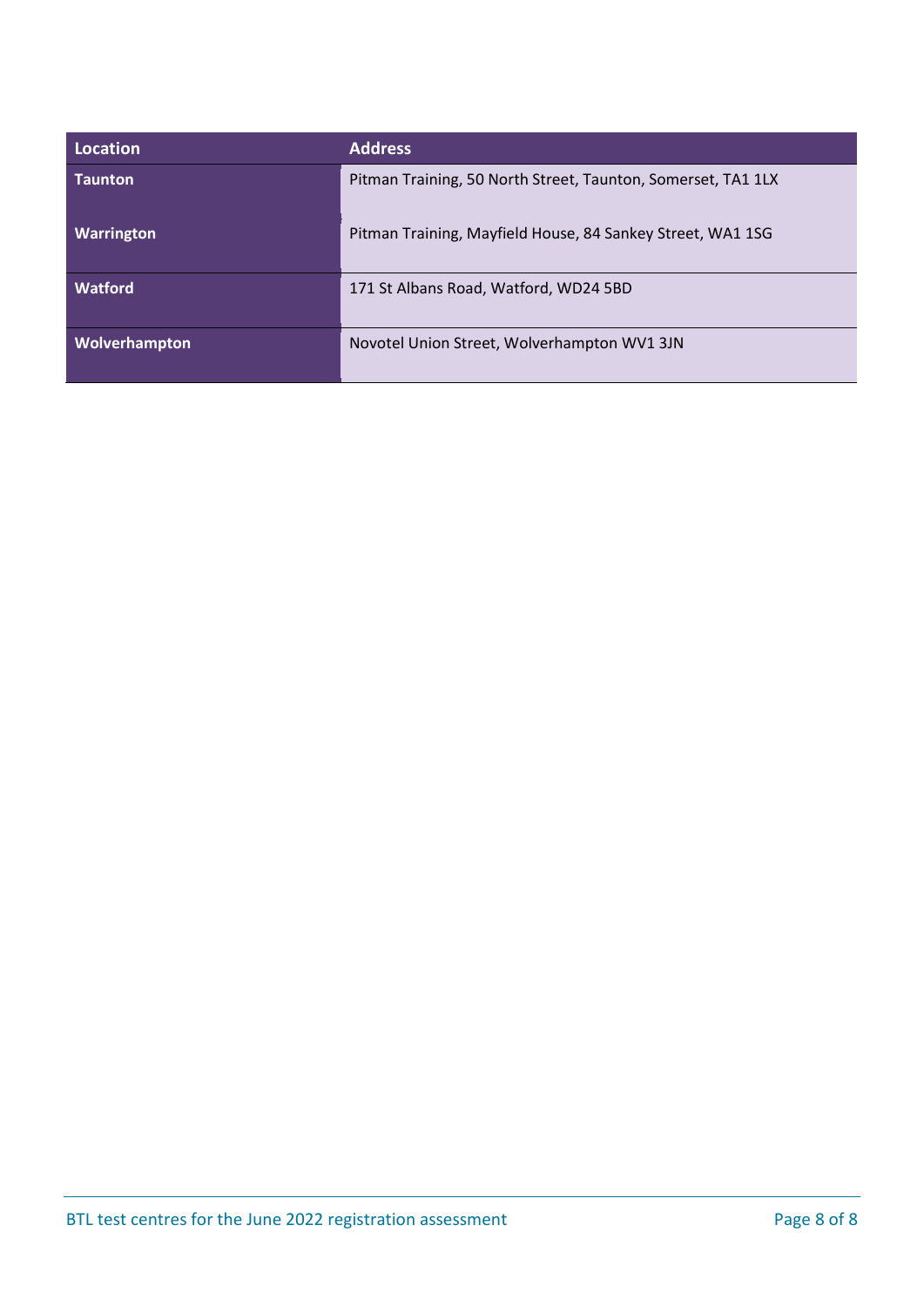| Location | Address |
| --- | --- |
| **Taunton** | Pitman Training, 50 North Street, Taunton, Somerset, TA1 1LX |
| **Warrington** | Pitman Training, Mayfield House, 84 Sankey Street, WA1 1SG |
| **Watford** | 171 St Albans Road, Watford, WD24 5BD |
| **Wolverhampton** | Novotel Union Street, Wolverhampton WV1 3JN |